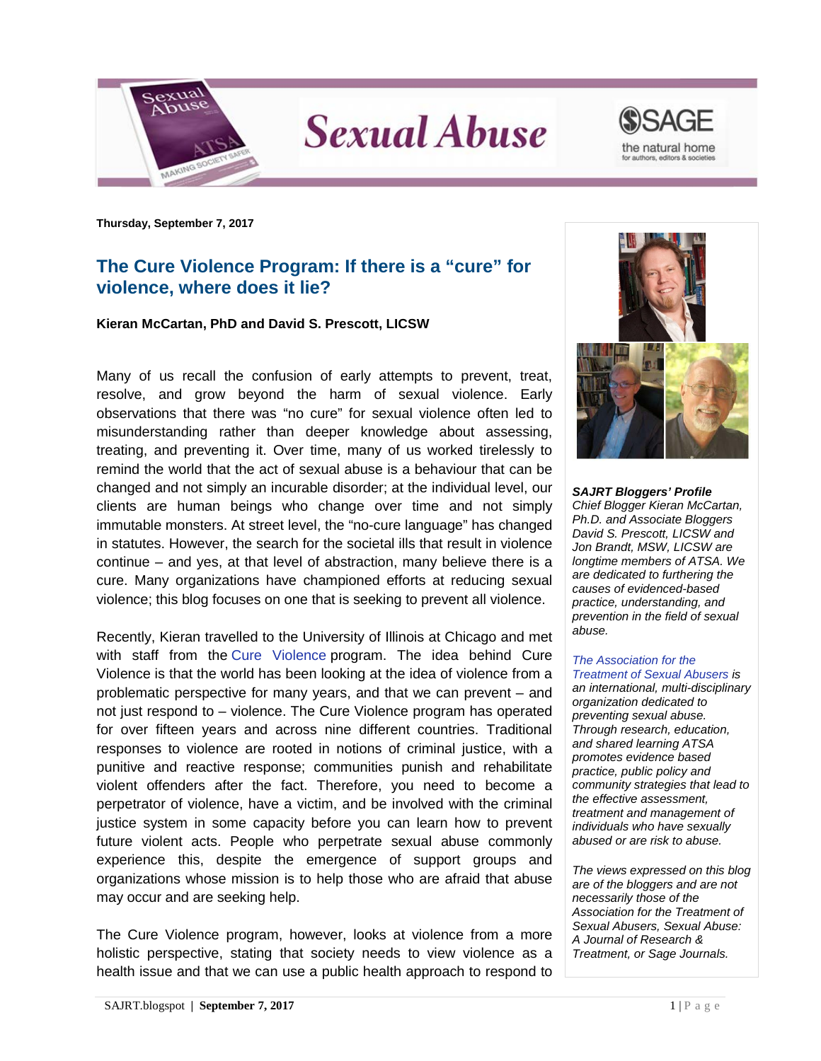# Sexual Abuse

**Thursday, September 7, 2017**

## The Cure Violence Program: If there is a "cure" for violence, where does it lie?

**Kieran McCartan, PhD and David S. Prescott, LICSW**

Many of us recall the confusion of early attempts to prevent, treat, resolve, and grow beyond the harm of sexual violence. Early observations that there was "no cure" for sexual violence often led to misunderstanding rather than deeper knowledge about assessing, treating, and preventing it. Over time, many of us worked tirelessly to remind the world that the act of sexual abuse is a behaviour that can be changed and not simply an incurable disorder; at the individual level, our clients are human beings who change over time and not simply immutable monsters. At street level, the "no-cure language" has changed in statutes. However, the search for the societal ills that result in violence continue – and yes, at that level of abstraction, many believe there is a cure. Many organizations have championed efforts at reducing sexual violence; this blog focuses on one that is seeking to prevent all violence.

Recently, Kieran travelled to the University of Illinois at Chicago and met with staff from the Cure Violence program. The idea behind Cure Violence is that the world has been looking at the idea of violence from a problematic perspective for many years, and that we can prevent – and not just respond to – violence. The Cure Violence program has operated for over fifteen years and across nine different countries. Traditional responses to violence are rooted in notions of criminal justice, with a punitive and reactive response; communities punish and rehabilitate violent offenders after the fact. Therefore, you need to become a perpetrator of violence, have a victim, and be involved with the criminal justice system in some capacity before you can learn how to prevent future violent acts. People who perpetrate sexual abuse commonly experience this, despite the emergence of support groups and organizations whose mission is to help those who are afraid that abuse may occur and are seeking help.

The Cure Violence program, however, looks at violence from a more holistic perspective, stating that society needs to view violence as a health issue and that we can use a public health approach to respond to

***SAJRT Bloggers' Profile***
*Chief Blogger Kieran McCartan, Ph.D. and Associate Bloggers David S. Prescott, LICSW and Jon Brandt, MSW, LICSW are longtime members of ATSA. We are dedicated to furthering the causes of evidenced-based practice, understanding, and prevention in the field of sexual abuse.*

*The Association for the Treatment of Sexual Abusers is an international, multi-disciplinary organization dedicated to preventing sexual abuse. Through research, education, and shared learning ATSA promotes evidence based practice, public policy and community strategies that lead to the effective assessment, treatment and management of individuals who have sexually abused or are risk to abuse.*

*The views expressed on this blog are of the bloggers and are not necessarily those of the Association for the Treatment of Sexual Abusers, Sexual Abuse: A Journal of Research & Treatment, or Sage Journals.*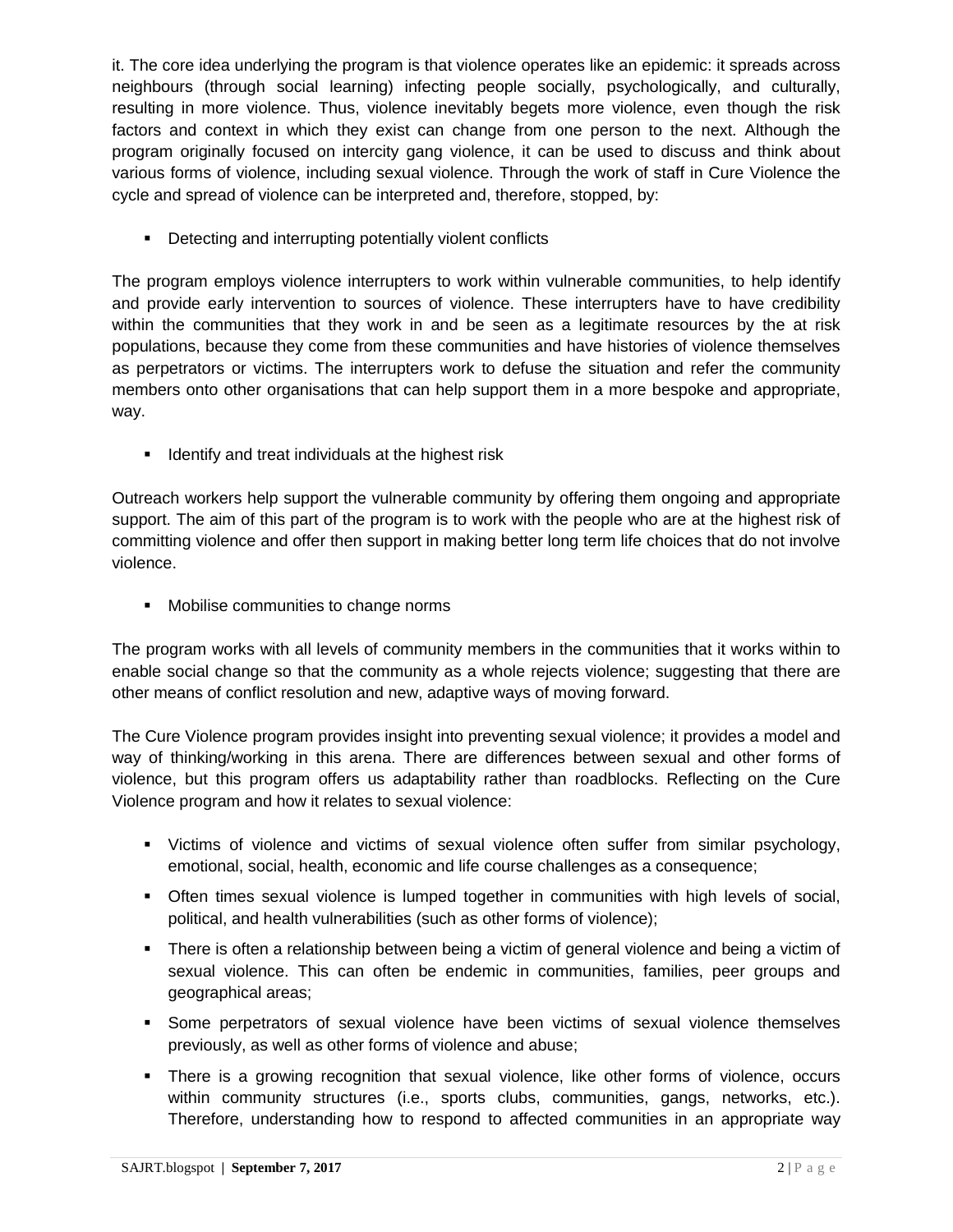it. The core idea underlying the program is that violence operates like an epidemic: it spreads across neighbours (through social learning) infecting people socially, psychologically, and culturally, resulting in more violence. Thus, violence inevitably begets more violence, even though the risk factors and context in which they exist can change from one person to the next. Although the program originally focused on intercity gang violence, it can be used to discuss and think about various forms of violence, including sexual violence. Through the work of staff in Cure Violence the cycle and spread of violence can be interpreted and, therefore, stopped, by:

- Detecting and interrupting potentially violent conflicts

The program employs violence interrupters to work within vulnerable communities, to help identify and provide early intervention to sources of violence. These interrupters have to have credibility within the communities that they work in and be seen as a legitimate resources by the at risk populations, because they come from these communities and have histories of violence themselves as perpetrators or victims. The interrupters work to defuse the situation and refer the community members onto other organisations that can help support them in a more bespoke and appropriate, way.

- Identify and treat individuals at the highest risk

Outreach workers help support the vulnerable community by offering them ongoing and appropriate support. The aim of this part of the program is to work with the people who are at the highest risk of committing violence and offer then support in making better long term life choices that do not involve violence.

- Mobilise communities to change norms

The program works with all levels of community members in the communities that it works within to enable social change so that the community as a whole rejects violence; suggesting that there are other means of conflict resolution and new, adaptive ways of moving forward.

The Cure Violence program provides insight into preventing sexual violence; it provides a model and way of thinking/working in this arena. There are differences between sexual and other forms of violence, but this program offers us adaptability rather than roadblocks. Reflecting on the Cure Violence program and how it relates to sexual violence:

- Victims of violence and victims of sexual violence often suffer from similar psychology, emotional, social, health, economic and life course challenges as a consequence;
- Often times sexual violence is lumped together in communities with high levels of social, political, and health vulnerabilities (such as other forms of violence);
- There is often a relationship between being a victim of general violence and being a victim of sexual violence. This can often be endemic in communities, families, peer groups and geographical areas;
- Some perpetrators of sexual violence have been victims of sexual violence themselves previously, as well as other forms of violence and abuse;
- There is a growing recognition that sexual violence, like other forms of violence, occurs within community structures (i.e., sports clubs, communities, gangs, networks, etc.). Therefore, understanding how to respond to affected communities in an appropriate way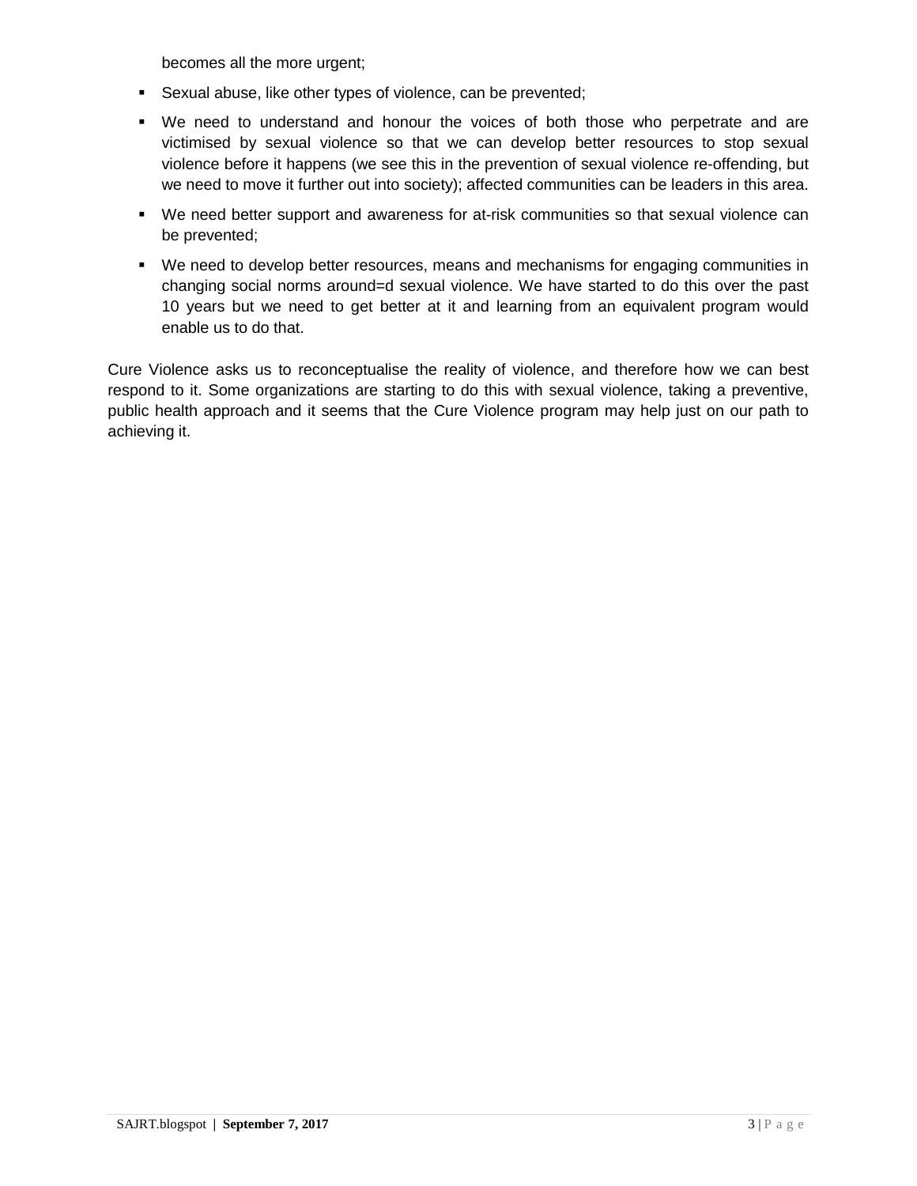becomes all the more urgent;

- Sexual abuse, like other types of violence, can be prevented;
- We need to understand and honour the voices of both those who perpetrate and are victimised by sexual violence so that we can develop better resources to stop sexual violence before it happens (we see this in the prevention of sexual violence re-offending, but we need to move it further out into society); affected communities can be leaders in this area.
- We need better support and awareness for at-risk communities so that sexual violence can be prevented;
- We need to develop better resources, means and mechanisms for engaging communities in changing social norms around=d sexual violence. We have started to do this over the past 10 years but we need to get better at it and learning from an equivalent program would enable us to do that.

Cure Violence asks us to reconceptualise the reality of violence, and therefore how we can best respond to it. Some organizations are starting to do this with sexual violence, taking a preventive, public health approach and it seems that the Cure Violence program may help just on our path to achieving it.